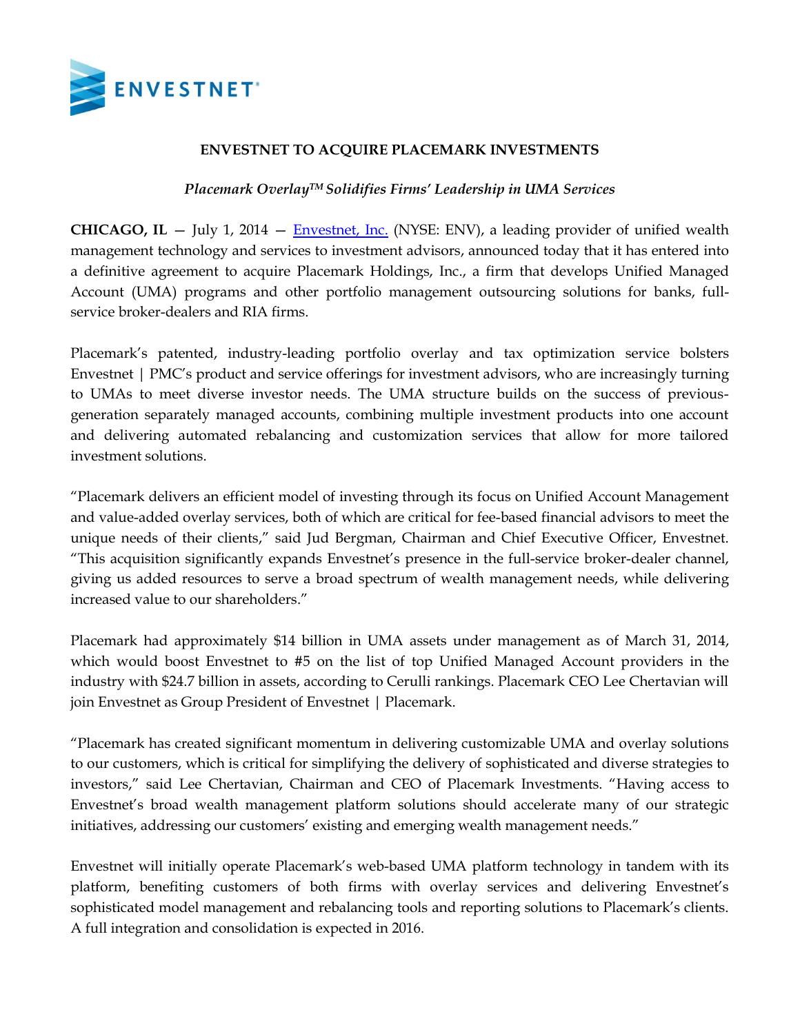# ENVESTNET TO ACQUIRE PLACEMARK INVESTMENTS

*Placemark Overlay™ Solidifies Firms' Leadership in UMA Services*

**CHICAGO, IL** — July 1, 2014 — Envestnet, Inc. (NYSE: ENV), a leading provider of unified wealth management technology and services to investment advisors, announced today that it has entered into a definitive agreement to acquire Placemark Holdings, Inc., a firm that develops Unified Managed Account (UMA) programs and other portfolio management outsourcing solutions for banks, full-service broker-dealers and RIA firms.

Placemark's patented, industry-leading portfolio overlay and tax optimization service bolsters Envestnet | PMC's product and service offerings for investment advisors, who are increasingly turning to UMAs to meet diverse investor needs. The UMA structure builds on the success of previous-generation separately managed accounts, combining multiple investment products into one account and delivering automated rebalancing and customization services that allow for more tailored investment solutions.

"Placemark delivers an efficient model of investing through its focus on Unified Account Management and value-added overlay services, both of which are critical for fee-based financial advisors to meet the unique needs of their clients," said Jud Bergman, Chairman and Chief Executive Officer, Envestnet. "This acquisition significantly expands Envestnet's presence in the full-service broker-dealer channel, giving us added resources to serve a broad spectrum of wealth management needs, while delivering increased value to our shareholders."

Placemark had approximately $14 billion in UMA assets under management as of March 31, 2014, which would boost Envestnet to #5 on the list of top Unified Managed Account providers in the industry with $24.7 billion in assets, according to Cerulli rankings. Placemark CEO Lee Chertavian will join Envestnet as Group President of Envestnet | Placemark.

"Placemark has created significant momentum in delivering customizable UMA and overlay solutions to our customers, which is critical for simplifying the delivery of sophisticated and diverse strategies to investors," said Lee Chertavian, Chairman and CEO of Placemark Investments. "Having access to Envestnet's broad wealth management platform solutions should accelerate many of our strategic initiatives, addressing our customers' existing and emerging wealth management needs."

Envestnet will initially operate Placemark's web-based UMA platform technology in tandem with its platform, benefiting customers of both firms with overlay services and delivering Envestnet's sophisticated model management and rebalancing tools and reporting solutions to Placemark's clients. A full integration and consolidation is expected in 2016.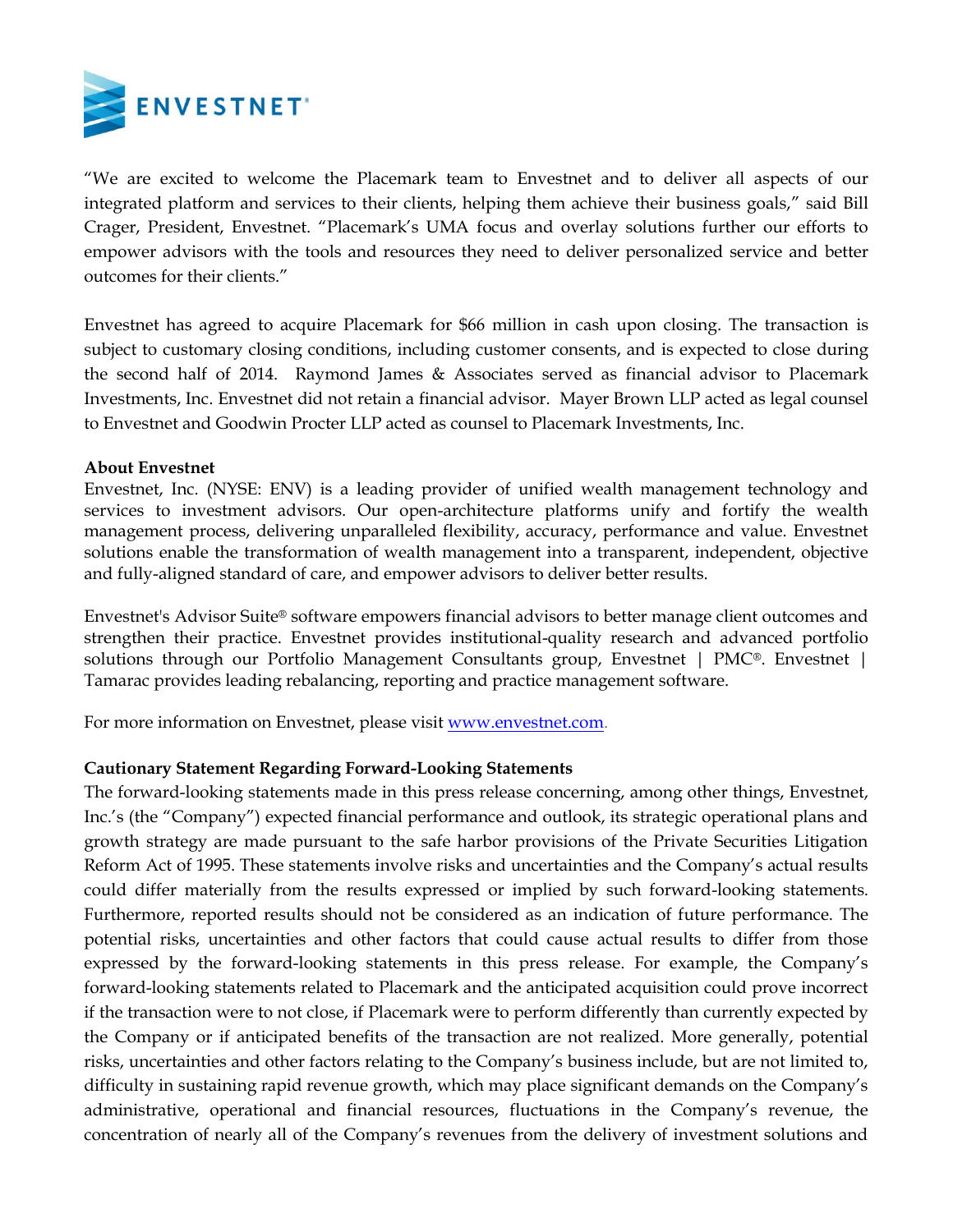"We are excited to welcome the Placemark team to Envestnet and to deliver all aspects of our integrated platform and services to their clients, helping them achieve their business goals," said Bill Crager, President, Envestnet. "Placemark's UMA focus and overlay solutions further our efforts to empower advisors with the tools and resources they need to deliver personalized service and better outcomes for their clients."

Envestnet has agreed to acquire Placemark for $66 million in cash upon closing. The transaction is subject to customary closing conditions, including customer consents, and is expected to close during the second half of 2014. Raymond James & Associates served as financial advisor to Placemark Investments, Inc. Envestnet did not retain a financial advisor. Mayer Brown LLP acted as legal counsel to Envestnet and Goodwin Procter LLP acted as counsel to Placemark Investments, Inc.

**About Envestnet**

Envestnet, Inc. (NYSE: ENV) is a leading provider of unified wealth management technology and services to investment advisors. Our open-architecture platforms unify and fortify the wealth management process, delivering unparalleled flexibility, accuracy, performance and value. Envestnet solutions enable the transformation of wealth management into a transparent, independent, objective and fully-aligned standard of care, and empower advisors to deliver better results.

Envestnet's Advisor Suite® software empowers financial advisors to better manage client outcomes and strengthen their practice. Envestnet provides institutional-quality research and advanced portfolio solutions through our Portfolio Management Consultants group, Envestnet | PMC®. Envestnet | Tamarac provides leading rebalancing, reporting and practice management software.

For more information on Envestnet, please visit [www.envestnet.com](http://www.envestnet.com).

**Cautionary Statement Regarding Forward-Looking Statements**

The forward-looking statements made in this press release concerning, among other things, Envestnet, Inc.'s (the "Company") expected financial performance and outlook, its strategic operational plans and growth strategy are made pursuant to the safe harbor provisions of the Private Securities Litigation Reform Act of 1995. These statements involve risks and uncertainties and the Company's actual results could differ materially from the results expressed or implied by such forward-looking statements. Furthermore, reported results should not be considered as an indication of future performance. The potential risks, uncertainties and other factors that could cause actual results to differ from those expressed by the forward-looking statements in this press release. For example, the Company's forward-looking statements related to Placemark and the anticipated acquisition could prove incorrect if the transaction were to not close, if Placemark were to perform differently than currently expected by the Company or if anticipated benefits of the transaction are not realized. More generally, potential risks, uncertainties and other factors relating to the Company's business include, but are not limited to, difficulty in sustaining rapid revenue growth, which may place significant demands on the Company's administrative, operational and financial resources, fluctuations in the Company's revenue, the concentration of nearly all of the Company's revenues from the delivery of investment solutions and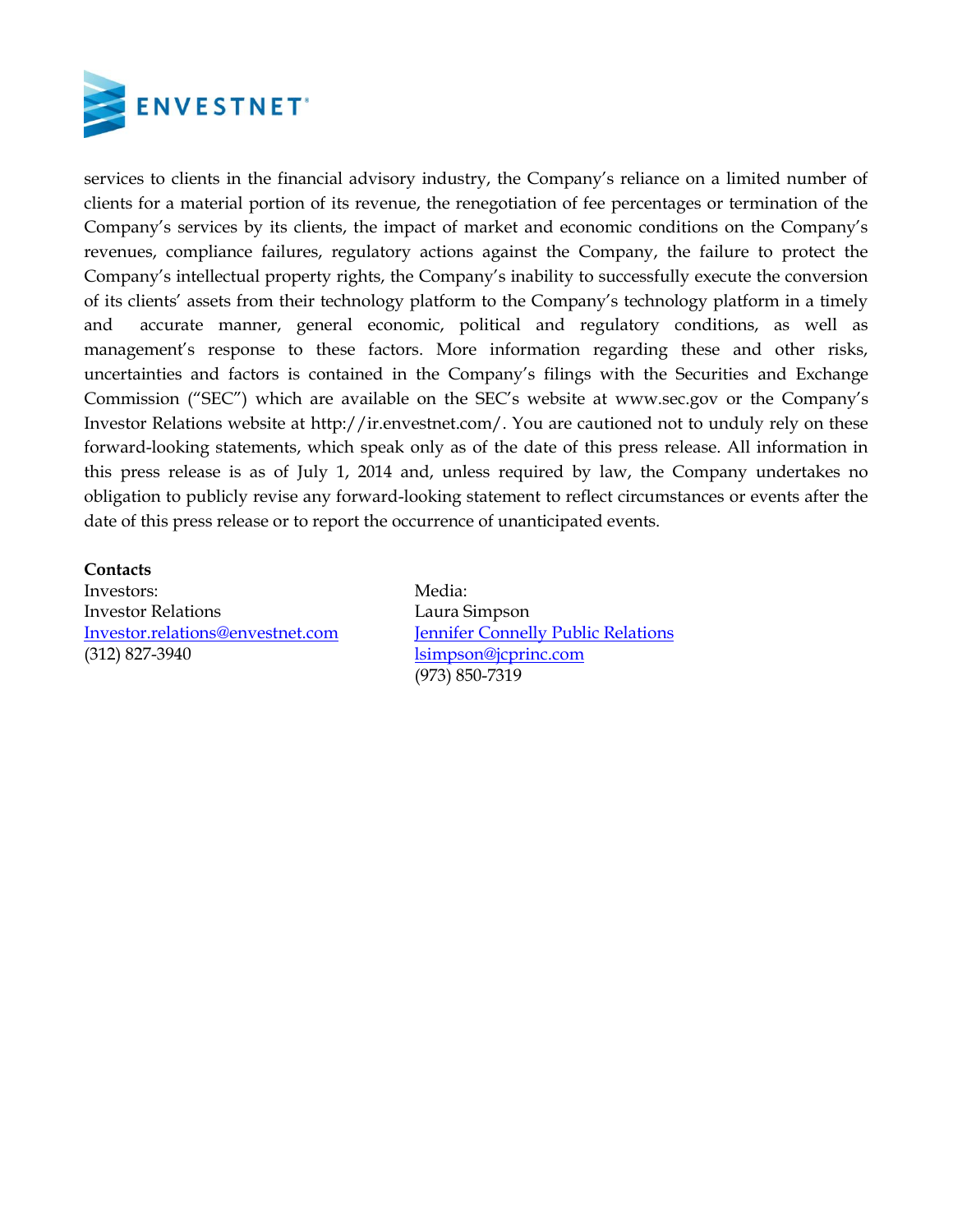services to clients in the financial advisory industry, the Company's reliance on a limited number of clients for a material portion of its revenue, the renegotiation of fee percentages or termination of the Company's services by its clients, the impact of market and economic conditions on the Company's revenues, compliance failures, regulatory actions against the Company, the failure to protect the Company's intellectual property rights, the Company's inability to successfully execute the conversion of its clients' assets from their technology platform to the Company's technology platform in a timely and accurate manner, general economic, political and regulatory conditions, as well as management's response to these factors. More information regarding these and other risks, uncertainties and factors is contained in the Company's filings with the Securities and Exchange Commission ("SEC") which are available on the SEC's website at www.sec.gov or the Company's Investor Relations website at http://ir.envestnet.com/. You are cautioned not to unduly rely on these forward-looking statements, which speak only as of the date of this press release. All information in this press release is as of July 1, 2014 and, unless required by law, the Company undertakes no obligation to publicly revise any forward-looking statement to reflect circumstances or events after the date of this press release or to report the occurrence of unanticipated events.

**Contacts**

Investors:
Investor Relations
Investor.relations@envestnet.com
(312) 827-3940

Media:
Laura Simpson
Jennifer Connelly Public Relations
lsimpson@jcprinc.com
(973) 850-7319